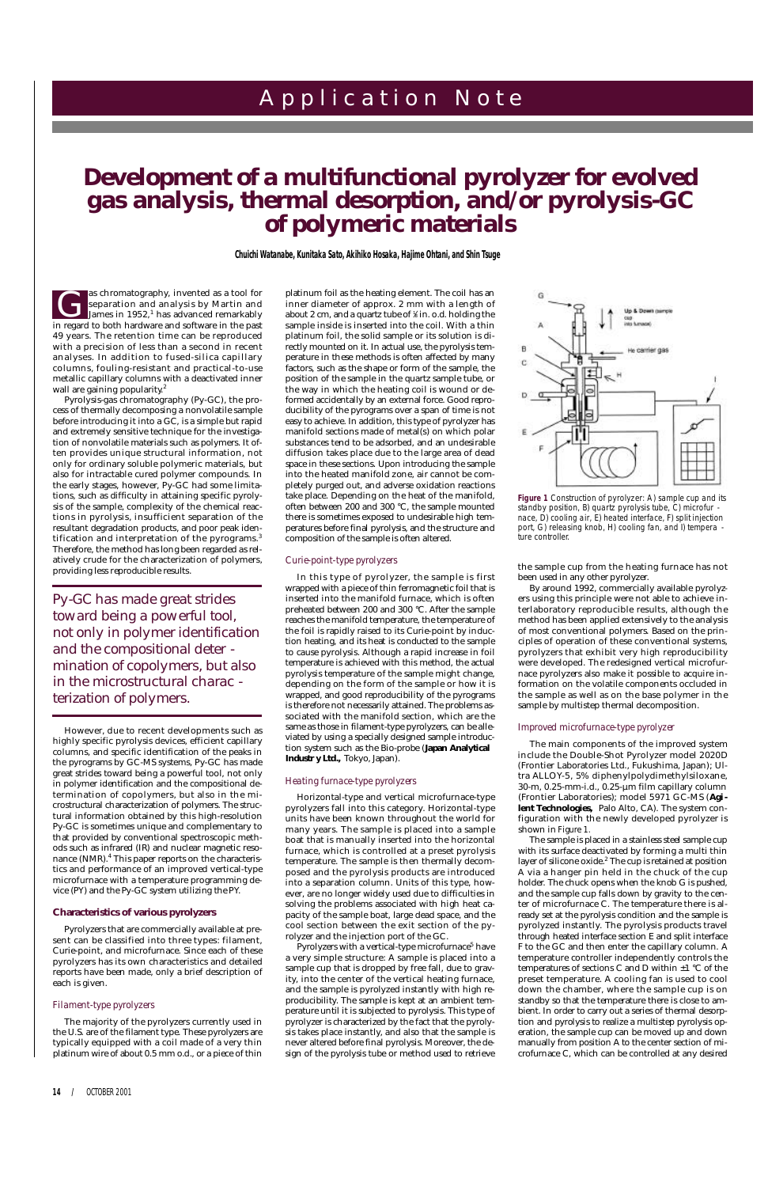# Development of a multifunctional pyrolyzer for evolved gas analysis, thermal desorption, and/or pyrolysis-GC of polymeric materials

**Chuichi Watanabe, Kunitaka Sato, Akihiko Hosaka, Hajime Ohtani, and Shin Tsuge**

Gas chromatography, invented as a tool for separation and analysis by Martin and James in 1952,[1] has advanced remarkably in regard to both hardware and software in the past 49 years. The retention time can be reproduced with a precision of less than a second in recent analyses. In addition to fused-silica capillary columns, fouling-resistant and practical-to-use metallic capillary columns with a deactivated inner wall are gaining popularity.[2]

Pyrolysis-gas chromatography (Py-GC), the process of thermally decomposing a nonvolatile sample before introducing it into a GC, is a simple but rapid and extremely sensitive technique for the investigation of nonvolatile materials such as polymers. It often provides unique structural information, not only for ordinary soluble polymeric materials, but also for intractable cured polymer compounds. In the early stages, however, Py-GC had some limitations, such as difficulty in attaining specific pyrolysis of the sample, complexity of the chemical reactions in pyrolysis, insufficient separation of the resultant degradation products, and poor peak identification and interpretation of the pyrograms.[3] Therefore, the method has long been regarded as relatively crude for the characterization of polymers, providing less reproducible results.

> Py-GC has made great strides toward being a powerful tool, not only in polymer identification and the compositional determination of copolymers, but also in the microstructural characterization of polymers.

However, due to recent developments such as highly specific pyrolysis devices, efficient capillary columns, and specific identification of the peaks in the pyrograms by GC-MS systems, Py-GC has made great strides toward being a powerful tool, not only in polymer identification and the compositional determination of copolymers, but also in the microstructural characterization of polymers. The structural information obtained by this high-resolution Py-GC is sometimes unique and complementary to that provided by conventional spectroscopic methods such as infrared (IR) and nuclear magnetic resonance (NMR).[4] This paper reports on the characteristics and performance of an improved vertical-type microfurnace with a temperature programming device (PY) and the Py-GC system utilizing the PY.

## Characteristics of various pyrolyzers

Pyrolyzers that are commercially available at present can be classified into three types: filament, Curie-point, and microfurnace. Since each of these pyrolyzers has its own characteristics and detailed reports have been made, only a brief description of each is given.

### Filament-type pyrolyzers

The majority of the pyrolyzers currently used in the U.S. are of the filament type. These pyrolyzers are typically equipped with a coil made of a very thin platinum wire of about 0.5 mm o.d., or a piece of thin platinum foil as the heating element. The coil has an inner diameter of approx. 2 mm with a length of about 2 cm, and a quartz tube of ⅛ in. o.d. holding the sample inside is inserted into the coil. With a thin platinum foil, the solid sample or its solution is directly mounted on it. In actual use, the pyrolysis temperature in these methods is often affected by many factors, such as the shape or form of the sample, the position of the sample in the quartz sample tube, or the way in which the heating coil is wound or deformed accidentally by an external force. Good reproducibility of the pyrograms over a span of time is not easy to achieve. In addition, this type of pyrolyzer has manifold sections made of metal(s) on which polar substances tend to be adsorbed, and an undesirable diffusion takes place due to the large area of dead space in these sections. Upon introducing the sample into the heated manifold zone, air cannot be completely purged out, and adverse oxidation reactions take place. Depending on the heat of the manifold, often between 200 and 300 °C, the sample mounted there is sometimes exposed to undesirable high temperatures before final pyrolysis, and the structure and composition of the sample is often altered.

### Curie-point-type pyrolyzers

In this type of pyrolyzer, the sample is first wrapped with a piece of thin ferromagnetic foil that is inserted into the manifold furnace, which is often preheated between 200 and 300 °C. After the sample reaches the manifold temperature, the temperature of the foil is rapidly raised to its Curie-point by induction heating, and its heat is conducted to the sample to cause pyrolysis. Although a rapid increase in foil temperature is achieved with this method, the actual pyrolysis temperature of the sample might change, depending on the form of the sample or how it is wrapped, and good reproducibility of the pyrograms is therefore not necessarily attained. The problems associated with the manifold section, which are the same as those in filament-type pyrolyzers, can be alleviated by using a specially designed sample introduction system such as the Bio-probe (**Japan Analytical Industry Ltd.,** Tokyo, Japan).

### Heating furnace-type pyrolyzers

Horizontal-type and vertical microfurnace-type pyrolyzers fall into this category. Horizontal-type pyrolyzer units have been known throughout the world for many years. The sample is placed into a sample boat that is manually inserted into the horizontal furnace, which is controlled at a preset pyrolysis temperature. The sample is then thermally decomposed and the pyrolysis products are introduced into a separation column. Units of this type, however, are no longer widely used due to difficulties in solving the problems associated with high heat capacity of the sample boat, large dead space, and the cool section between the exit section of the pyrolyzer and the injection port of the GC.

Pyrolyzers with a vertical-type microfurnace[5] have a very simple structure: A sample is placed into a sample cup that is dropped by free fall, due to gravity, into the center of the vertical heating furnace, and the sample is pyrolyzed instantly with high reproducibility. The sample is kept at an ambient temperature until it is subjected to pyrolysis. This type of pyrolyzer is characterized by the fact that the pyrolysis takes place instantly, and also that the sample is never altered before final pyrolysis. Moreover, the design of the pyrolysis tube or method used to retrieve the sample cup from the heating furnace has not been used in any other pyrolyzer.

**Figure 1** Construction of pyrolyzer: A) sample cup and its standby position, B) quartz pyrolysis tube, C) microfurnace, D) cooling air, E) heated interface, F) split injection port, G) releasing knob, H) cooling fan, and I) temperature controller.

By around 1992, commercially available pyrolyzers using this principle were not able to achieve interlaboratory reproducible results, although the method has been applied extensively to the analysis of most conventional polymers. Based on the principles of operation of these conventional systems, pyrolyzers that exhibit very high reproducibility were developed. The redesigned vertical microfurnace pyrolyzers also make it possible to acquire information on the volatile components occluded in the sample as well as on the base polymer in the sample by multistep thermal decomposition.

### Improved microfurnace-type pyrolyzer

The main components of the improved system include the Double-Shot Pyrolyzer model 2020D (Frontier Laboratories Ltd., Fukushima, Japan); Ultra ALLOY-5, 5% diphenylpolydimethylsiloxane, 30-m, 0.25-mm-i.d., 0.25-µm film capillary column (Frontier Laboratories); model 5971 GC-MS (**Agilent Technologies,** Palo Alto, CA). The system configuration with the newly developed pyrolyzer is shown in Figure 1.

The sample is placed in a stainless steel sample cup with its surface deactivated by forming a multi thin layer of silicone oxide.[2] The cup is retained at position A via a hanger pin held in the chuck of the cup holder. The chuck opens when the knob G is pushed, and the sample cup falls down by gravity to the center of microfurnace C. The temperature there is already set at the pyrolysis condition and the sample is pyrolyzed instantly. The pyrolysis products travel through heated interface section E and split interface F to the GC and then enter the capillary column. A temperature controller independently controls the temperatures of sections C and D within ±1 °C of the preset temperature. A cooling fan is used to cool down the chamber, where the sample cup is on standby so that the temperature there is close to ambient. In order to carry out a series of thermal desorption and pyrolysis to realize a multistep pyrolysis operation, the sample cup can be moved up and down manually from position A to the center section of microfurnace C, which can be controlled at any desired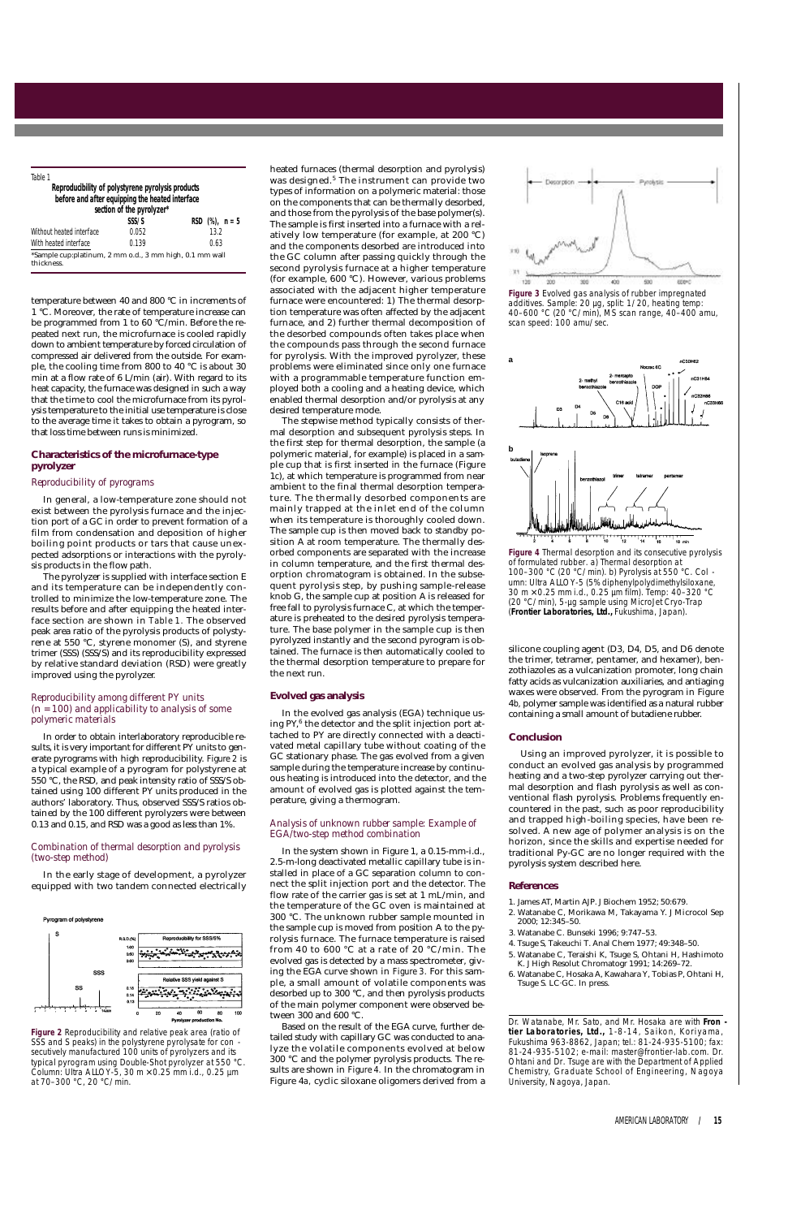Table 1

**Reproducibility of polystyrene pyrolysis products before and after equipping the heated interface section of the pyrolyzer***

| | SSS/S | RSD (%), n = 5 |
|---|---|---|
| Without heated interface | 0.052 | 13.2 |
| With heated interface | 0.139 | 0.63 |

*Sample cup:platinum, 2 mm o.d., 3 mm high, 0.1 mm wall thickness.

temperature between 40 and 800 °C in increments of 1 °C. Moreover, the rate of temperature increase can be programmed from 1 to 60 °C/min. Before the repeated next run, the microfurnace is cooled rapidly down to ambient temperature by forced circulation of compressed air delivered from the outside. For example, the cooling time from 800 to 40 °C is about 30 min at a flow rate of 6 L/min (air). With regard to its heat capacity, the furnace was designed in such a way that the time to cool the microfurnace from its pyrolysis temperature to the initial use temperature is close to the average time it takes to obtain a pyrogram, so that loss time between runs is minimized.

## Characteristics of the microfurnace-type pyrolyzer

### Reproducibility of pyrograms

In general, a low-temperature zone should not exist between the pyrolysis furnace and the injection port of a GC in order to prevent formation of a film from condensation and deposition of higher boiling point products or tars that cause unexpected adsorptions or interactions with the pyrolysis products in the flow path.

The pyrolyzer is supplied with interface section E and its temperature can be independently controlled to minimize the low-temperature zone. The results before and after equipping the heated interface section are shown in Table 1. The observed peak area ratio of the pyrolysis products of polystyrene at 550 °C, styrene monomer (S), and styrene trimer (SSS) (SSS/S) and its reproducibility expressed by relative standard deviation (RSD) were greatly improved using the pyrolyzer.

### Reproducibility among different PY units (n = 100) and applicability to analysis of some polymeric materials

In order to obtain interlaboratory reproducible results, it is very important for different PY units to generate pyrograms with high reproducibility. Figure 2 is a typical example of a pyrogram for polystyrene at 550 °C, the RSD, and peak intensity ratio of SSS/S obtained using 100 different PY units produced in the authors' laboratory. Thus, observed SSS/S ratios obtained by the 100 different pyrolyzers were between 0.13 and 0.15, and RSD was a good as less than 1%.

### Combination of thermal desorption and pyrolysis (two-step method)

In the early stage of development, a pyrolyzer equipped with two tandem connected electrically heated furnaces (thermal desorption and pyrolysis) was designed.[5] The instrument can provide two types of information on a polymeric material: those on the components that can be thermally desorbed, and those from the pyrolysis of the base polymer(s). The sample is first inserted into a furnace with a relatively low temperature (for example, at 200 °C) and the components desorbed are introduced into the GC column after passing quickly through the second pyrolysis furnace at a higher temperature (for example, 600 °C). However, various problems associated with the adjacent higher temperature furnace were encountered: 1) The thermal desorption temperature was often affected by the adjacent furnace, and 2) further thermal decomposition of the desorbed compounds often takes place when the compounds pass through the second furnace for pyrolysis. With the improved pyrolyzer, these problems were eliminated since only one furnace with a programmable temperature function employed both a cooling and a heating device, which enabled thermal desorption and/or pyrolysis at any desired temperature mode.

The stepwise method typically consists of thermal desorption and subsequent pyrolysis steps. In the first step for thermal desorption, the sample (a polymeric material, for example) is placed in a sample cup that is first inserted in the furnace (Figure 1c), at which temperature is programmed from near ambient to the final thermal desorption temperature. The thermally desorbed components are mainly trapped at the inlet end of the column when its temperature is thoroughly cooled down. The sample cup is then moved back to standby position A at room temperature. The thermally desorbed components are separated with the increase in column temperature, and the first thermal desorption chromatogram is obtained. In the subsequent pyrolysis step, by pushing sample-release knob G, the sample cup at position A is released for free fall to pyrolysis furnace C, at which the temperature is preheated to the desired pyrolysis temperature. The base polymer in the sample cup is then pyrolyzed instantly and the second pyrogram is obtained. The furnace is then automatically cooled to the thermal desorption temperature to prepare for the next run.

Pyrogram of polystyrene

S

SSS

SS

R.S.D.(%)

Reproducibility for SSS/S%

Relative SSS yield against S

Pyrolyzer production No.

**Figure 2** Reproducibility and relative peak area (ratio of SSS and S peaks) in the polystyrene pyrolysate for consecutively manufactured 100 units of pyrolyzers and its typical pyrogram using Double-Shot pyrolyzer at 550 °C. Column: Ultra ALLOY-5, 30 m × 0.25 mm i.d., 0.25 μm at 70–300 °C, 20 °C/min.

## Evolved gas analysis

In the evolved gas analysis (EGA) technique using PY,[6] the detector and the split injection port attached to PY are directly connected with a deactivated metal capillary tube without coating of the GC stationary phase. The gas evolved from a given sample during the temperature increase by continuous heating is introduced into the detector, and the amount of evolved gas is plotted against the temperature, giving a thermogram.

### Analysis of unknown rubber sample: Example of EGA/two-step method combination

In the system shown in Figure 1, a 0.15-mm-i.d., 2.5-m-long deactivated metallic capillary tube is installed in place of a GC separation column to connect the split injection port and the detector. The flow rate of the carrier gas is set at 1 mL/min, and the temperature of the GC oven is maintained at 300 °C. The unknown rubber sample mounted in the sample cup is moved from position A to the pyrolysis furnace. The furnace temperature is raised from 40 to 600 °C at a rate of 20 °C/min. The evolved gas is detected by a mass spectrometer, giving the EGA curve shown in Figure 3. For this sample, a small amount of volatile components was desorbed up to 300 °C, and then pyrolysis products of the main polymer component were observed between 300 and 600 °C.

Based on the result of the EGA curve, further detailed study with capillary GC was conducted to analyze the volatile components evolved at below 300 °C and the polymer pyrolysis products. The results are shown in Figure 4. In the chromatogram in Figure 4a, cyclic siloxane oligomers derived from a silicone coupling agent (D3, D4, D5, and D6 denote the trimer, tetramer, pentamer, and hexamer), benzothiazoles as a vulcanization promoter, long chain fatty acids as vulcanization auxiliaries, and antiaging waxes were observed. From the pyrogram in Figure 4b, polymer sample was identified as a natural rubber containing a small amount of butadiene rubber.

Desorption

Pyrolysis

**Figure 3** Evolved gas analysis of rubber impregnated additives. Sample: 20 μg, split: 1/20, heating temp: 40–600 °C (20 °C/min), MS scan range, 40–400 amu, scan speed: 100 amu/sec.

a

2-methyl benzothiazole

2-mercapto benzothiazole

Noccac 6C

DOP

C18 acid

nC30H62

nC31H64

nC32H66

nC33H68

D3 D4 D5 D6

b

butadiene

isoprene

benzothiazol

dimer

tetramer

pentamer

**Figure 4** Thermal desorption and its consecutive pyrolysis of formulated rubber. a) Thermal desorption at 100–300 °C (20 °C/min). b) Pyrolysis at 550 °C. Column: Ultra ALLOY-5 (5% diphenylpolydimethylsiloxane, 30 m × 0.25 mm i.d., 0.25 μm film). Temp: 40–320 °C (20 °C/min), 5-μg sample using MicroJet Cryo-Trap (**Frontier Laboratories, Ltd.,** Fukushima, Japan).

## Conclusion

Using an improved pyrolyzer, it is possible to conduct an evolved gas analysis by programmed heating and a two-step pyrolyzer carrying out thermal desorption and flash pyrolysis as well as conventional flash pyrolysis. Problems frequently encountered in the past, such as poor reproducibility and trapped high-boiling species, have been resolved. A new age of polymer analysis is on the horizon, since the skills and expertise needed for traditional Py-GC are no longer required with the pyrolysis system described here.

## References

1. James AT, Martin AJP. J Biochem 1952; 50:679.
2. Watanabe C, Morikawa M, Takayama Y. J Microcol Sep 2000; 12:345–50.
3. Watanabe C. Bunseki 1996; 9:747–53.
4. Tsuge S, Takeuchi T. Anal Chem 1977; 49:348–50.
5. Watanabe C, Teraishi K, Tsuge S, Ohtani H, Hashimoto K. J High Resolut Chromatogr 1991; 14:269–72.
6. Watanabe C, Hosaka A, Kawahara Y, Tobias P, Ohtani H, Tsuge S. LC·GC. In press.

Dr. Watanabe, Mr. Sato, and Mr. Hosaka are with **Frontier Laboratories, Ltd.,** 1-8-14, Saikon, Koriyama, Fukushima 963-8862, Japan; tel.: 81-24-935-5100; fax: 81-24-935-5102; e-mail: master@frontier-lab.com. Dr. Ohtani and Dr. Tsuge are with the Department of Applied Chemistry, Graduate School of Engineering, Nagoya University, Nagoya, Japan.